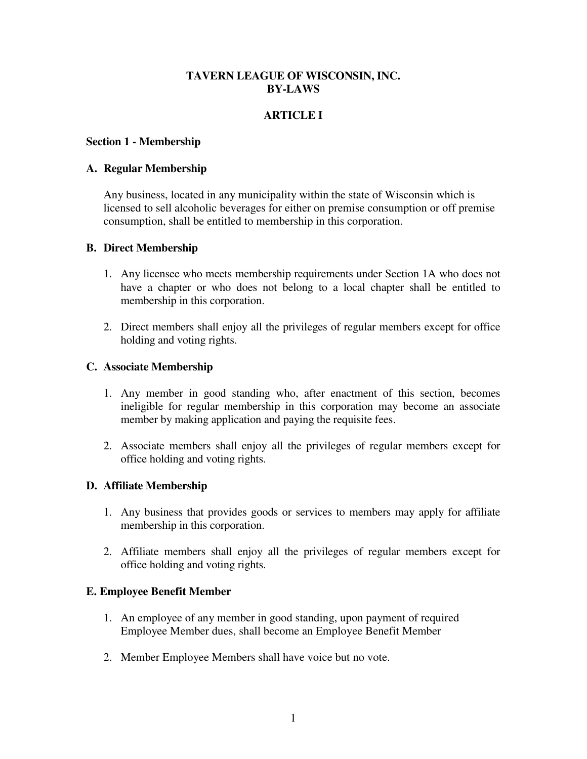# TAVERN LEAGUE OF WISCONSIN, INC.
# BY-LAWS

## ARTICLE I

### Section 1 - Membership

#### A. Regular Membership

Any business, located in any municipality within the state of Wisconsin which is licensed to sell alcoholic beverages for either on premise consumption or off premise consumption, shall be entitled to membership in this corporation.

#### B. Direct Membership

1. Any licensee who meets membership requirements under Section 1A who does not have a chapter or who does not belong to a local chapter shall be entitled to membership in this corporation.
2. Direct members shall enjoy all the privileges of regular members except for office holding and voting rights.

#### C. Associate Membership

1. Any member in good standing who, after enactment of this section, becomes ineligible for regular membership in this corporation may become an associate member by making application and paying the requisite fees.
2. Associate members shall enjoy all the privileges of regular members except for office holding and voting rights.

#### D. Affiliate Membership

1. Any business that provides goods or services to members may apply for affiliate membership in this corporation.
2. Affiliate members shall enjoy all the privileges of regular members except for office holding and voting rights.

#### E. Employee Benefit Member

1. An employee of any member in good standing, upon payment of required Employee Member dues, shall become an Employee Benefit Member
2. Member Employee Members shall have voice but no vote.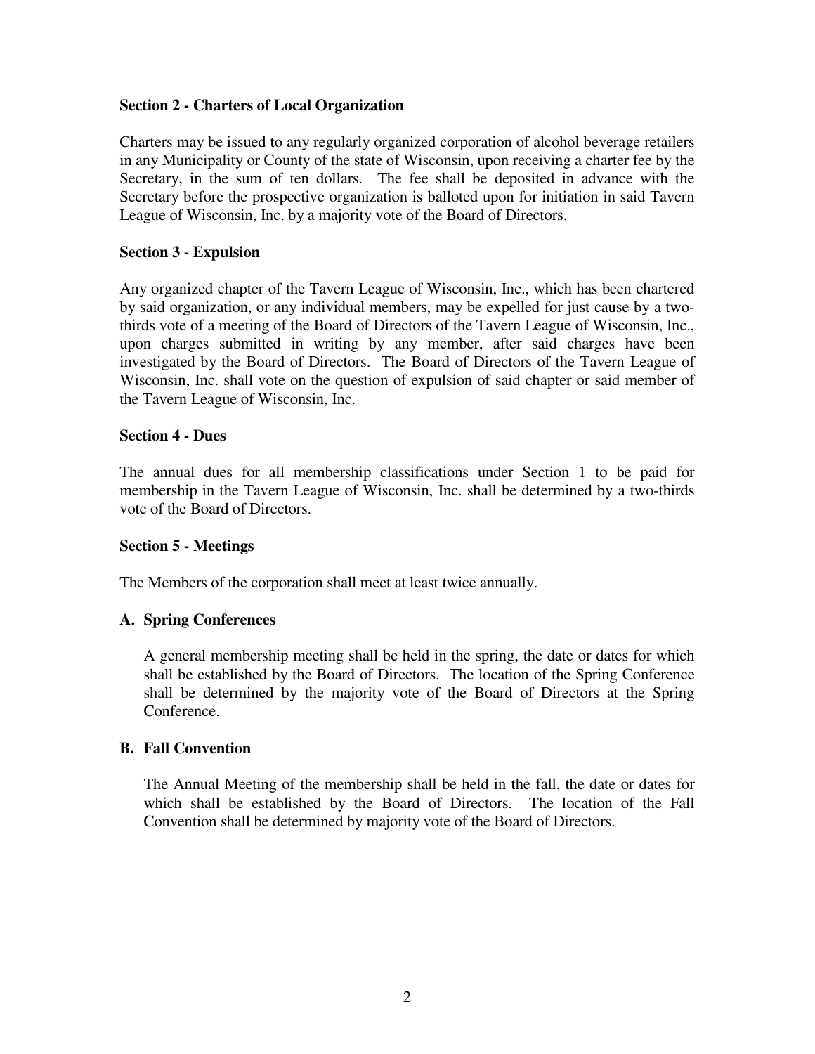**Section 2 - Charters of Local Organization**

Charters may be issued to any regularly organized corporation of alcohol beverage retailers in any Municipality or County of the state of Wisconsin, upon receiving a charter fee by the Secretary, in the sum of ten dollars. The fee shall be deposited in advance with the Secretary before the prospective organization is balloted upon for initiation in said Tavern League of Wisconsin, Inc. by a majority vote of the Board of Directors.

**Section 3 - Expulsion**

Any organized chapter of the Tavern League of Wisconsin, Inc., which has been chartered by said organization, or any individual members, may be expelled for just cause by a two-thirds vote of a meeting of the Board of Directors of the Tavern League of Wisconsin, Inc., upon charges submitted in writing by any member, after said charges have been investigated by the Board of Directors. The Board of Directors of the Tavern League of Wisconsin, Inc. shall vote on the question of expulsion of said chapter or said member of the Tavern League of Wisconsin, Inc.

**Section 4 - Dues**

The annual dues for all membership classifications under Section 1 to be paid for membership in the Tavern League of Wisconsin, Inc. shall be determined by a two-thirds vote of the Board of Directors.

**Section 5 - Meetings**

The Members of the corporation shall meet at least twice annually.

**A. Spring Conferences**

A general membership meeting shall be held in the spring, the date or dates for which shall be established by the Board of Directors. The location of the Spring Conference shall be determined by the majority vote of the Board of Directors at the Spring Conference.

**B. Fall Convention**

The Annual Meeting of the membership shall be held in the fall, the date or dates for which shall be established by the Board of Directors. The location of the Fall Convention shall be determined by majority vote of the Board of Directors.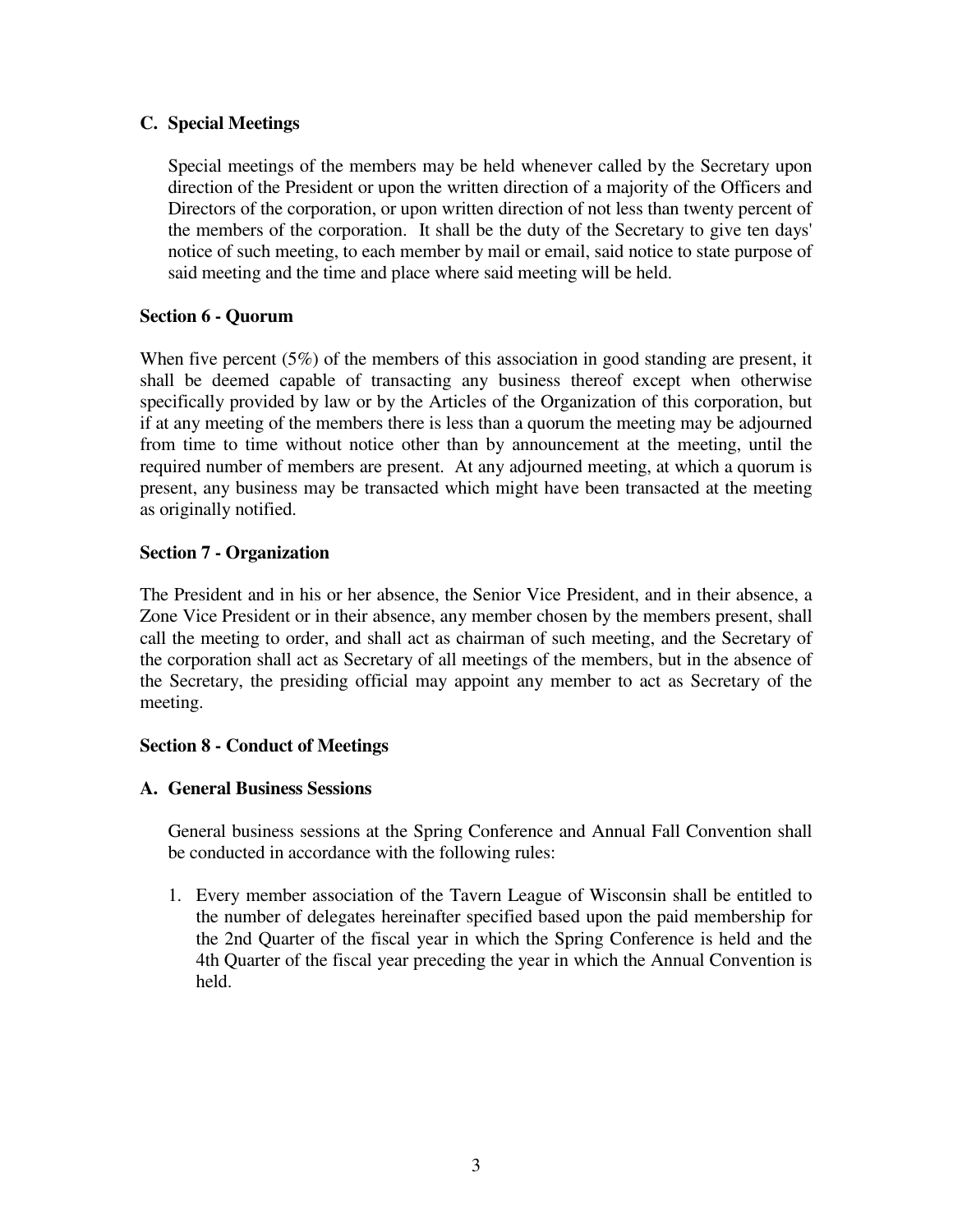### C. Special Meetings

Special meetings of the members may be held whenever called by the Secretary upon direction of the President or upon the written direction of a majority of the Officers and Directors of the corporation, or upon written direction of not less than twenty percent of the members of the corporation. It shall be the duty of the Secretary to give ten days' notice of such meeting, to each member by mail or email, said notice to state purpose of said meeting and the time and place where said meeting will be held.

## Section 6 - Quorum

When five percent (5%) of the members of this association in good standing are present, it shall be deemed capable of transacting any business thereof except when otherwise specifically provided by law or by the Articles of the Organization of this corporation, but if at any meeting of the members there is less than a quorum the meeting may be adjourned from time to time without notice other than by announcement at the meeting, until the required number of members are present. At any adjourned meeting, at which a quorum is present, any business may be transacted which might have been transacted at the meeting as originally notified.

## Section 7 - Organization

The President and in his or her absence, the Senior Vice President, and in their absence, a Zone Vice President or in their absence, any member chosen by the members present, shall call the meeting to order, and shall act as chairman of such meeting, and the Secretary of the corporation shall act as Secretary of all meetings of the members, but in the absence of the Secretary, the presiding official may appoint any member to act as Secretary of the meeting.

## Section 8 - Conduct of Meetings

### A. General Business Sessions

General business sessions at the Spring Conference and Annual Fall Convention shall be conducted in accordance with the following rules:

1. Every member association of the Tavern League of Wisconsin shall be entitled to the number of delegates hereinafter specified based upon the paid membership for the 2nd Quarter of the fiscal year in which the Spring Conference is held and the 4th Quarter of the fiscal year preceding the year in which the Annual Convention is held.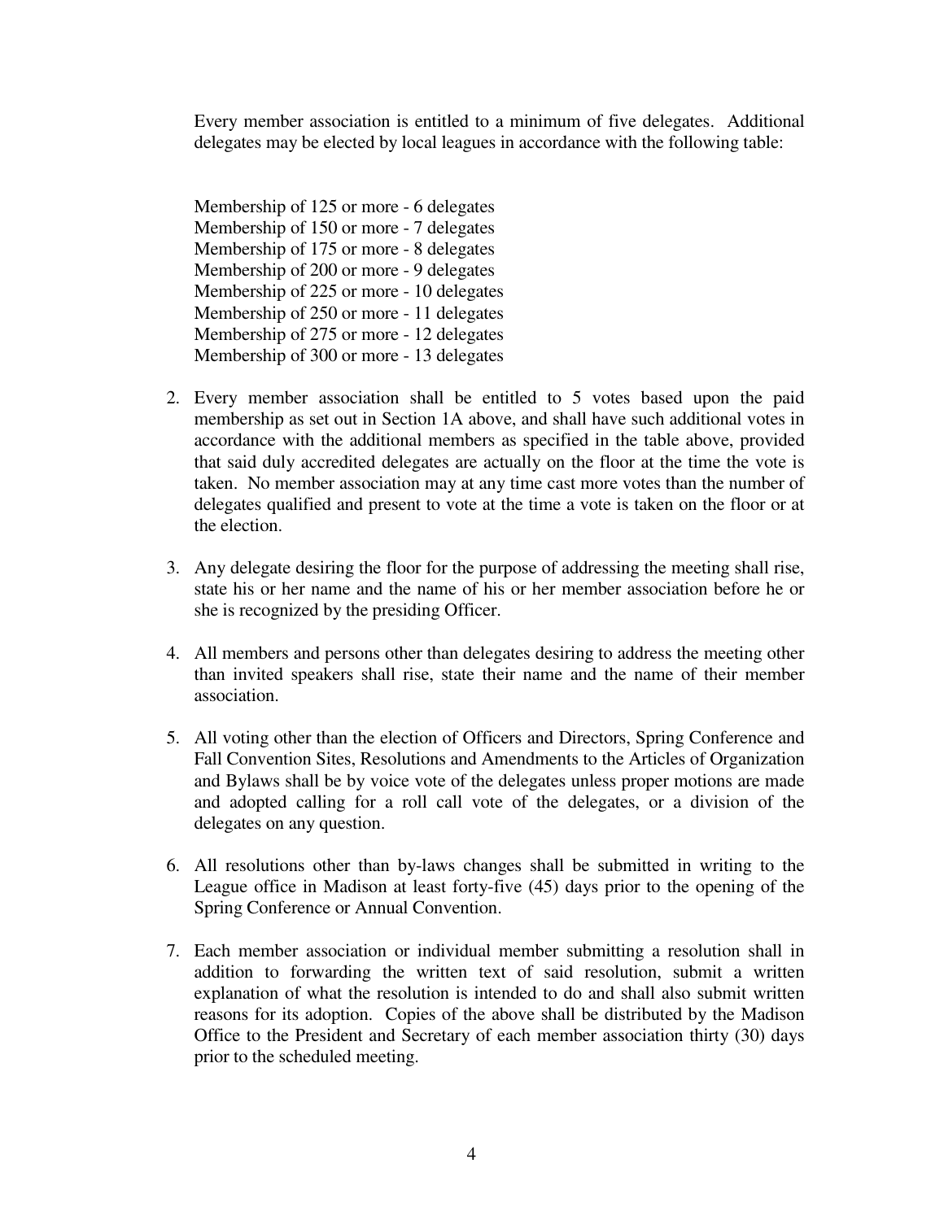Every member association is entitled to a minimum of five delegates. Additional delegates may be elected by local leagues in accordance with the following table:

Membership of 125 or more - 6 delegates
Membership of 150 or more - 7 delegates
Membership of 175 or more - 8 delegates
Membership of 200 or more - 9 delegates
Membership of 225 or more - 10 delegates
Membership of 250 or more - 11 delegates
Membership of 275 or more - 12 delegates
Membership of 300 or more - 13 delegates

2. Every member association shall be entitled to 5 votes based upon the paid membership as set out in Section 1A above, and shall have such additional votes in accordance with the additional members as specified in the table above, provided that said duly accredited delegates are actually on the floor at the time the vote is taken. No member association may at any time cast more votes than the number of delegates qualified and present to vote at the time a vote is taken on the floor or at the election.

3. Any delegate desiring the floor for the purpose of addressing the meeting shall rise, state his or her name and the name of his or her member association before he or she is recognized by the presiding Officer.

4. All members and persons other than delegates desiring to address the meeting other than invited speakers shall rise, state their name and the name of their member association.

5. All voting other than the election of Officers and Directors, Spring Conference and Fall Convention Sites, Resolutions and Amendments to the Articles of Organization and Bylaws shall be by voice vote of the delegates unless proper motions are made and adopted calling for a roll call vote of the delegates, or a division of the delegates on any question.

6. All resolutions other than by-laws changes shall be submitted in writing to the League office in Madison at least forty-five (45) days prior to the opening of the Spring Conference or Annual Convention.

7. Each member association or individual member submitting a resolution shall in addition to forwarding the written text of said resolution, submit a written explanation of what the resolution is intended to do and shall also submit written reasons for its adoption. Copies of the above shall be distributed by the Madison Office to the President and Secretary of each member association thirty (30) days prior to the scheduled meeting.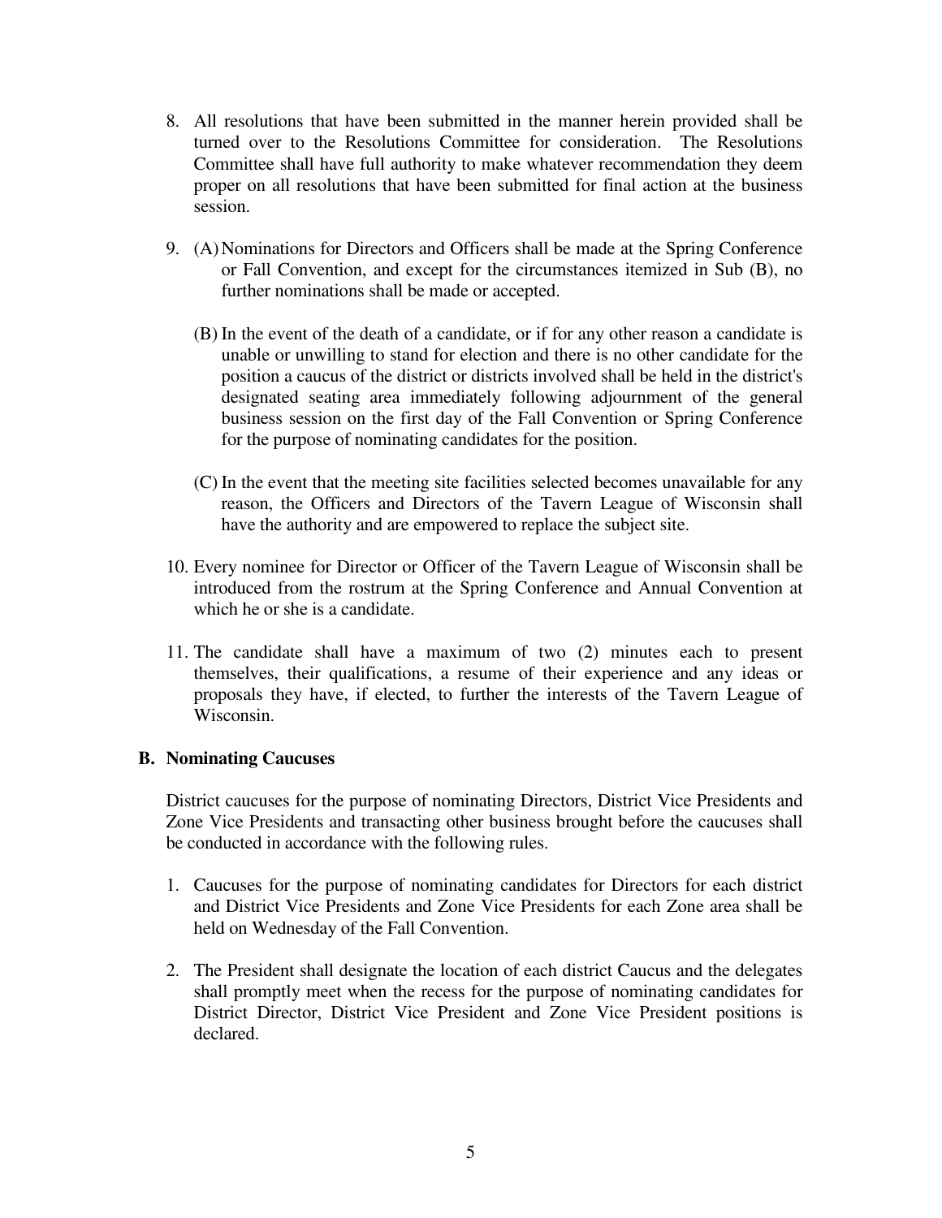8. All resolutions that have been submitted in the manner herein provided shall be turned over to the Resolutions Committee for consideration. The Resolutions Committee shall have full authority to make whatever recommendation they deem proper on all resolutions that have been submitted for final action at the business session.

9. (A) Nominations for Directors and Officers shall be made at the Spring Conference or Fall Convention, and except for the circumstances itemized in Sub (B), no further nominations shall be made or accepted.

   (B) In the event of the death of a candidate, or if for any other reason a candidate is unable or unwilling to stand for election and there is no other candidate for the position a caucus of the district or districts involved shall be held in the district's designated seating area immediately following adjournment of the general business session on the first day of the Fall Convention or Spring Conference for the purpose of nominating candidates for the position.

   (C) In the event that the meeting site facilities selected becomes unavailable for any reason, the Officers and Directors of the Tavern League of Wisconsin shall have the authority and are empowered to replace the subject site.

10. Every nominee for Director or Officer of the Tavern League of Wisconsin shall be introduced from the rostrum at the Spring Conference and Annual Convention at which he or she is a candidate.

11. The candidate shall have a maximum of two (2) minutes each to present themselves, their qualifications, a resume of their experience and any ideas or proposals they have, if elected, to further the interests of the Tavern League of Wisconsin.

**B. Nominating Caucuses**

District caucuses for the purpose of nominating Directors, District Vice Presidents and Zone Vice Presidents and transacting other business brought before the caucuses shall be conducted in accordance with the following rules.

1. Caucuses for the purpose of nominating candidates for Directors for each district and District Vice Presidents and Zone Vice Presidents for each Zone area shall be held on Wednesday of the Fall Convention.

2. The President shall designate the location of each district Caucus and the delegates shall promptly meet when the recess for the purpose of nominating candidates for District Director, District Vice President and Zone Vice President positions is declared.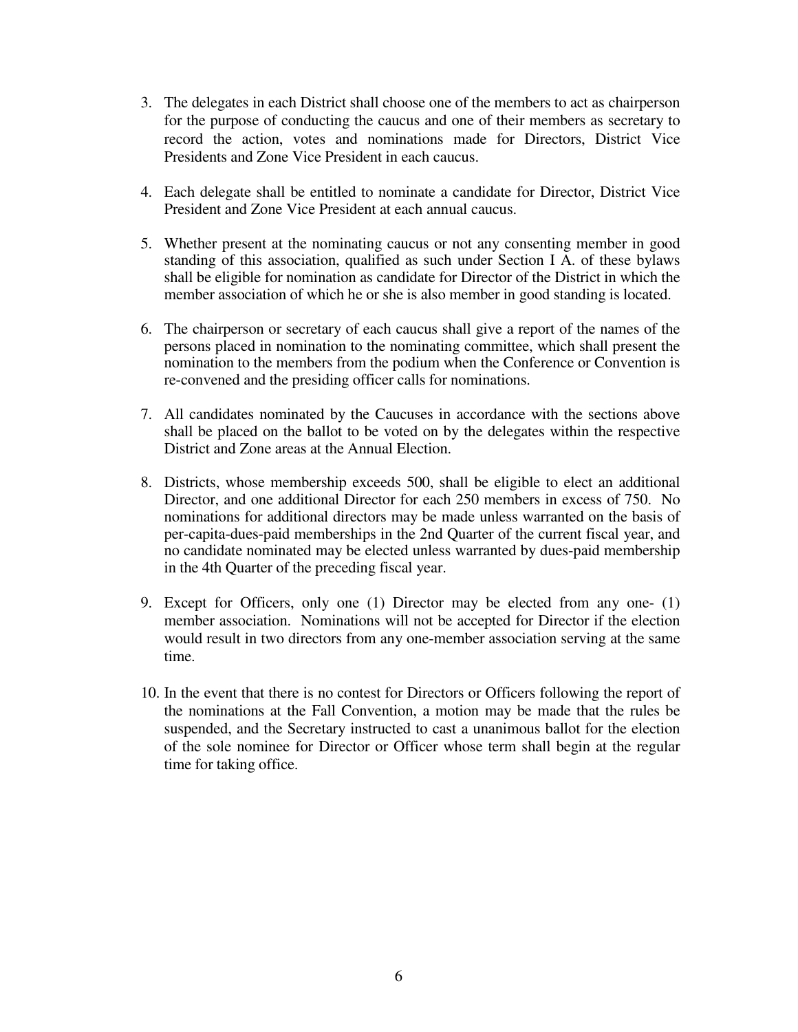3. The delegates in each District shall choose one of the members to act as chairperson for the purpose of conducting the caucus and one of their members as secretary to record the action, votes and nominations made for Directors, District Vice Presidents and Zone Vice President in each caucus.

4. Each delegate shall be entitled to nominate a candidate for Director, District Vice President and Zone Vice President at each annual caucus.

5. Whether present at the nominating caucus or not any consenting member in good standing of this association, qualified as such under Section I A. of these bylaws shall be eligible for nomination as candidate for Director of the District in which the member association of which he or she is also member in good standing is located.

6. The chairperson or secretary of each caucus shall give a report of the names of the persons placed in nomination to the nominating committee, which shall present the nomination to the members from the podium when the Conference or Convention is re-convened and the presiding officer calls for nominations.

7. All candidates nominated by the Caucuses in accordance with the sections above shall be placed on the ballot to be voted on by the delegates within the respective District and Zone areas at the Annual Election.

8. Districts, whose membership exceeds 500, shall be eligible to elect an additional Director, and one additional Director for each 250 members in excess of 750. No nominations for additional directors may be made unless warranted on the basis of per-capita-dues-paid memberships in the 2nd Quarter of the current fiscal year, and no candidate nominated may be elected unless warranted by dues-paid membership in the 4th Quarter of the preceding fiscal year.

9. Except for Officers, only one (1) Director may be elected from any one- (1) member association. Nominations will not be accepted for Director if the election would result in two directors from any one-member association serving at the same time.

10. In the event that there is no contest for Directors or Officers following the report of the nominations at the Fall Convention, a motion may be made that the rules be suspended, and the Secretary instructed to cast a unanimous ballot for the election of the sole nominee for Director or Officer whose term shall begin at the regular time for taking office.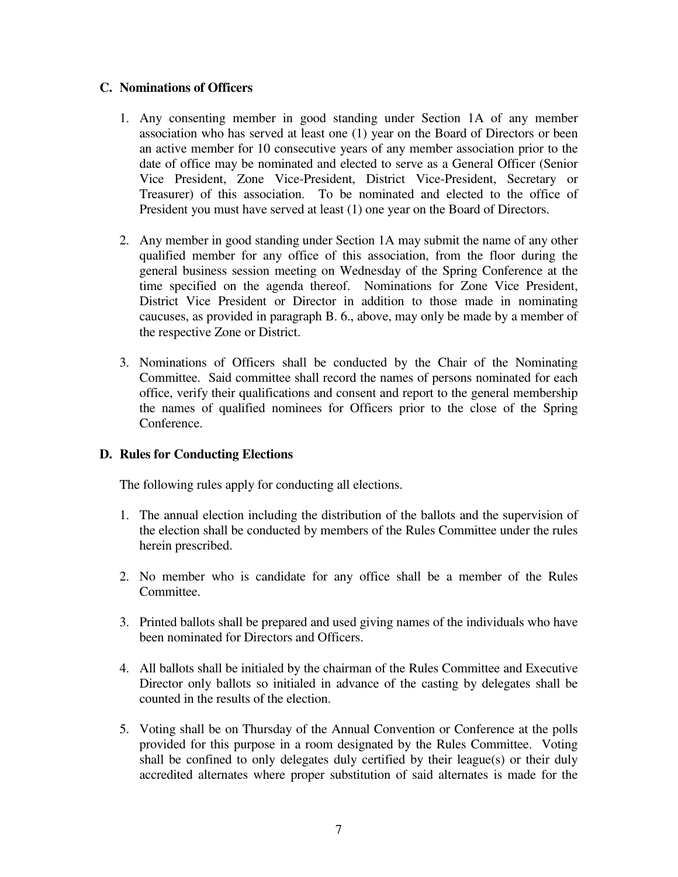### C. Nominations of Officers

1. Any consenting member in good standing under Section 1A of any member association who has served at least one (1) year on the Board of Directors or been an active member for 10 consecutive years of any member association prior to the date of office may be nominated and elected to serve as a General Officer (Senior Vice President, Zone Vice-President, District Vice-President, Secretary or Treasurer) of this association. To be nominated and elected to the office of President you must have served at least (1) one year on the Board of Directors.

2. Any member in good standing under Section 1A may submit the name of any other qualified member for any office of this association, from the floor during the general business session meeting on Wednesday of the Spring Conference at the time specified on the agenda thereof. Nominations for Zone Vice President, District Vice President or Director in addition to those made in nominating caucuses, as provided in paragraph B. 6., above, may only be made by a member of the respective Zone or District.

3. Nominations of Officers shall be conducted by the Chair of the Nominating Committee. Said committee shall record the names of persons nominated for each office, verify their qualifications and consent and report to the general membership the names of qualified nominees for Officers prior to the close of the Spring Conference.

### D. Rules for Conducting Elections

The following rules apply for conducting all elections.

1. The annual election including the distribution of the ballots and the supervision of the election shall be conducted by members of the Rules Committee under the rules herein prescribed.

2. No member who is candidate for any office shall be a member of the Rules Committee.

3. Printed ballots shall be prepared and used giving names of the individuals who have been nominated for Directors and Officers.

4. All ballots shall be initialed by the chairman of the Rules Committee and Executive Director only ballots so initialed in advance of the casting by delegates shall be counted in the results of the election.

5. Voting shall be on Thursday of the Annual Convention or Conference at the polls provided for this purpose in a room designated by the Rules Committee. Voting shall be confined to only delegates duly certified by their league(s) or their duly accredited alternates where proper substitution of said alternates is made for the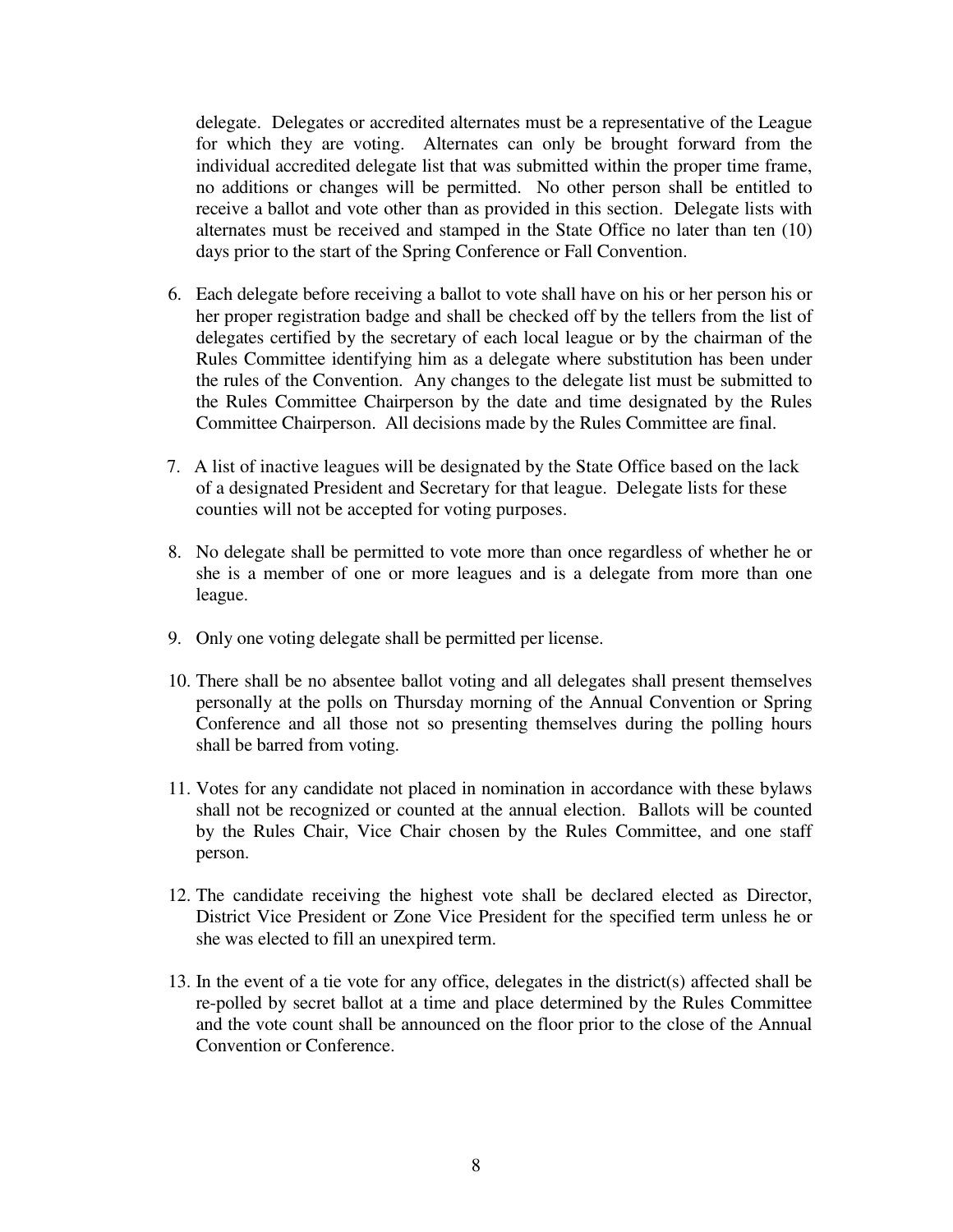delegate. Delegates or accredited alternates must be a representative of the League for which they are voting. Alternates can only be brought forward from the individual accredited delegate list that was submitted within the proper time frame, no additions or changes will be permitted. No other person shall be entitled to receive a ballot and vote other than as provided in this section. Delegate lists with alternates must be received and stamped in the State Office no later than ten (10) days prior to the start of the Spring Conference or Fall Convention.

6. Each delegate before receiving a ballot to vote shall have on his or her person his or her proper registration badge and shall be checked off by the tellers from the list of delegates certified by the secretary of each local league or by the chairman of the Rules Committee identifying him as a delegate where substitution has been under the rules of the Convention. Any changes to the delegate list must be submitted to the Rules Committee Chairperson by the date and time designated by the Rules Committee Chairperson. All decisions made by the Rules Committee are final.

7. A list of inactive leagues will be designated by the State Office based on the lack of a designated President and Secretary for that league. Delegate lists for these counties will not be accepted for voting purposes.

8. No delegate shall be permitted to vote more than once regardless of whether he or she is a member of one or more leagues and is a delegate from more than one league.

9. Only one voting delegate shall be permitted per license.

10. There shall be no absentee ballot voting and all delegates shall present themselves personally at the polls on Thursday morning of the Annual Convention or Spring Conference and all those not so presenting themselves during the polling hours shall be barred from voting.

11. Votes for any candidate not placed in nomination in accordance with these bylaws shall not be recognized or counted at the annual election. Ballots will be counted by the Rules Chair, Vice Chair chosen by the Rules Committee, and one staff person.

12. The candidate receiving the highest vote shall be declared elected as Director, District Vice President or Zone Vice President for the specified term unless he or she was elected to fill an unexpired term.

13. In the event of a tie vote for any office, delegates in the district(s) affected shall be re-polled by secret ballot at a time and place determined by the Rules Committee and the vote count shall be announced on the floor prior to the close of the Annual Convention or Conference.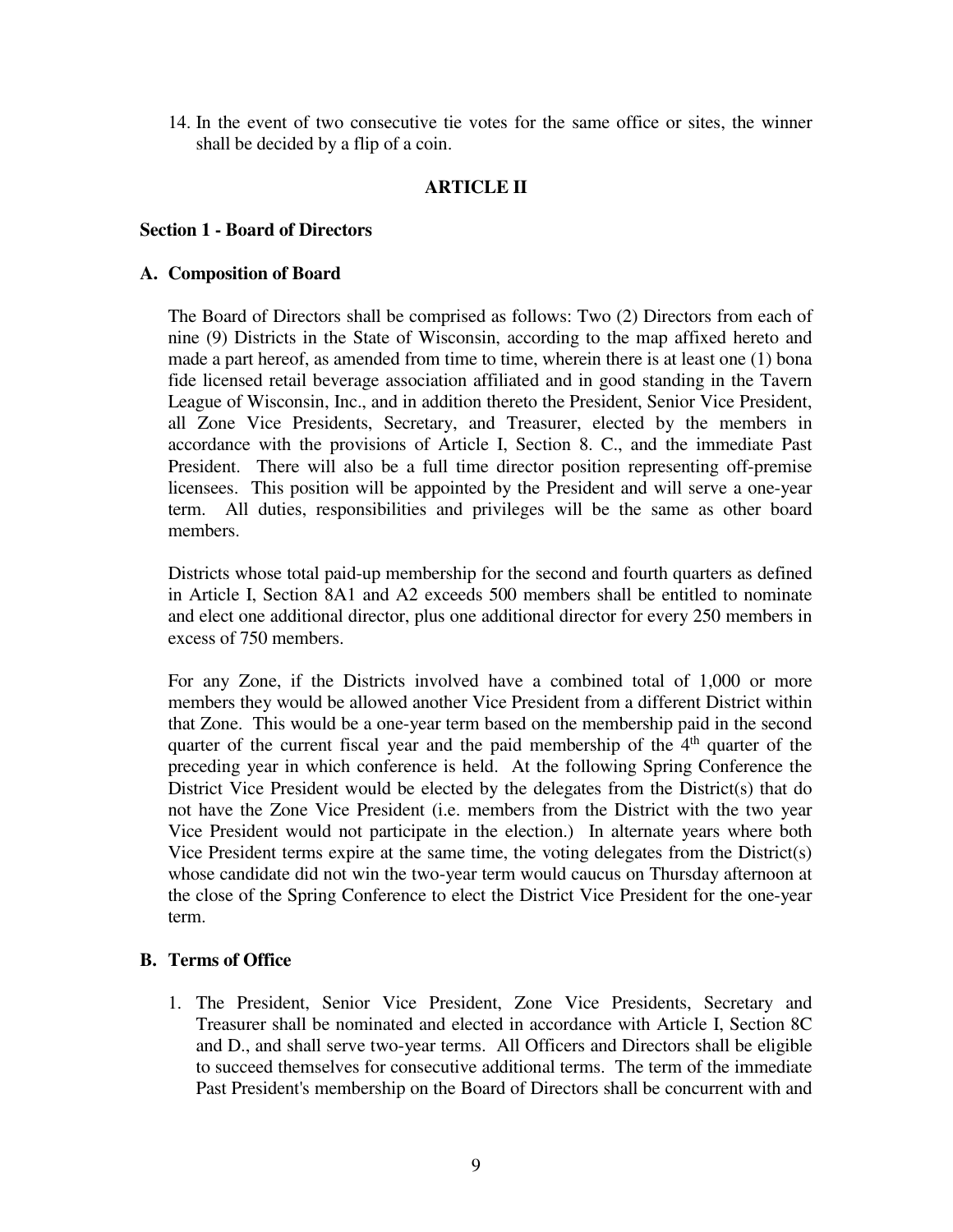14. In the event of two consecutive tie votes for the same office or sites, the winner shall be decided by a flip of a coin.

## ARTICLE II

### Section 1 - Board of Directors

#### A. Composition of Board

The Board of Directors shall be comprised as follows: Two (2) Directors from each of nine (9) Districts in the State of Wisconsin, according to the map affixed hereto and made a part hereof, as amended from time to time, wherein there is at least one (1) bona fide licensed retail beverage association affiliated and in good standing in the Tavern League of Wisconsin, Inc., and in addition thereto the President, Senior Vice President, all Zone Vice Presidents, Secretary, and Treasurer, elected by the members in accordance with the provisions of Article I, Section 8. C., and the immediate Past President. There will also be a full time director position representing off-premise licensees. This position will be appointed by the President and will serve a one-year term. All duties, responsibilities and privileges will be the same as other board members.

Districts whose total paid-up membership for the second and fourth quarters as defined in Article I, Section 8A1 and A2 exceeds 500 members shall be entitled to nominate and elect one additional director, plus one additional director for every 250 members in excess of 750 members.

For any Zone, if the Districts involved have a combined total of 1,000 or more members they would be allowed another Vice President from a different District within that Zone. This would be a one-year term based on the membership paid in the second quarter of the current fiscal year and the paid membership of the 4th quarter of the preceding year in which conference is held. At the following Spring Conference the District Vice President would be elected by the delegates from the District(s) that do not have the Zone Vice President (i.e. members from the District with the two year Vice President would not participate in the election.) In alternate years where both Vice President terms expire at the same time, the voting delegates from the District(s) whose candidate did not win the two-year term would caucus on Thursday afternoon at the close of the Spring Conference to elect the District Vice President for the one-year term.

#### B. Terms of Office

1. The President, Senior Vice President, Zone Vice Presidents, Secretary and Treasurer shall be nominated and elected in accordance with Article I, Section 8C and D., and shall serve two-year terms. All Officers and Directors shall be eligible to succeed themselves for consecutive additional terms. The term of the immediate Past President's membership on the Board of Directors shall be concurrent with and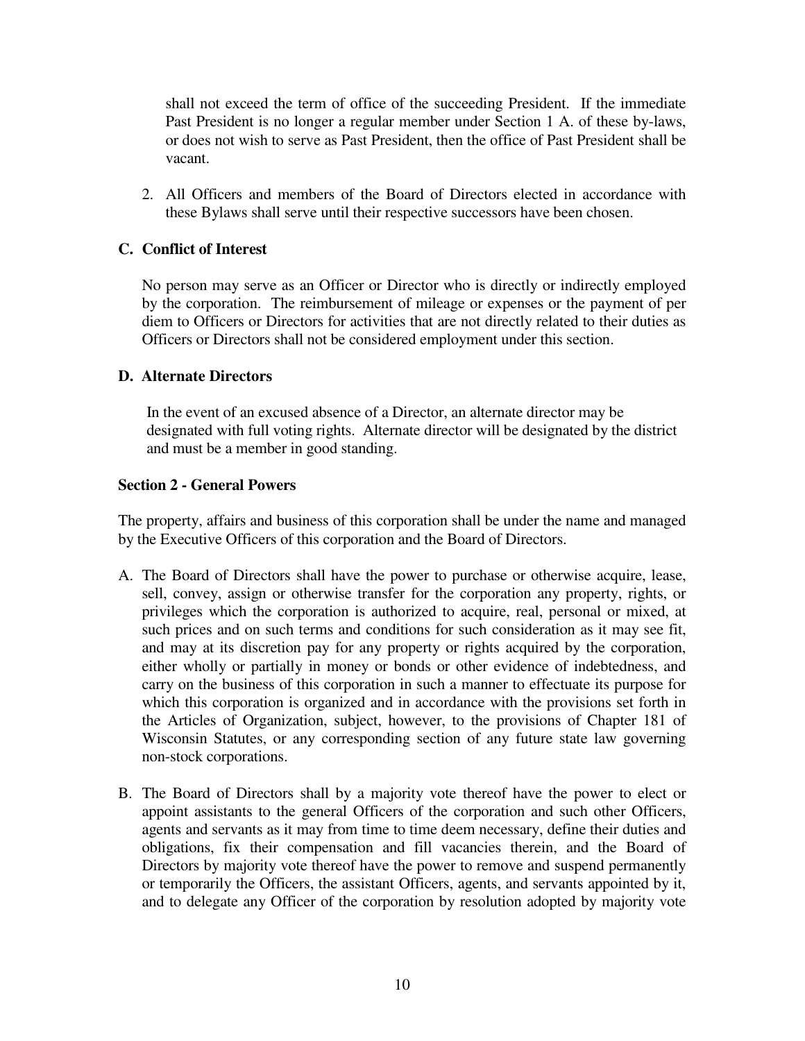shall not exceed the term of office of the succeeding President. If the immediate Past President is no longer a regular member under Section 1 A. of these by-laws, or does not wish to serve as Past President, then the office of Past President shall be vacant.

2. All Officers and members of the Board of Directors elected in accordance with these Bylaws shall serve until their respective successors have been chosen.

### C. Conflict of Interest

No person may serve as an Officer or Director who is directly or indirectly employed by the corporation. The reimbursement of mileage or expenses or the payment of per diem to Officers or Directors for activities that are not directly related to their duties as Officers or Directors shall not be considered employment under this section.

### D. Alternate Directors

In the event of an excused absence of a Director, an alternate director may be designated with full voting rights. Alternate director will be designated by the district and must be a member in good standing.

### Section 2 - General Powers

The property, affairs and business of this corporation shall be under the name and managed by the Executive Officers of this corporation and the Board of Directors.

A. The Board of Directors shall have the power to purchase or otherwise acquire, lease, sell, convey, assign or otherwise transfer for the corporation any property, rights, or privileges which the corporation is authorized to acquire, real, personal or mixed, at such prices and on such terms and conditions for such consideration as it may see fit, and may at its discretion pay for any property or rights acquired by the corporation, either wholly or partially in money or bonds or other evidence of indebtedness, and carry on the business of this corporation in such a manner to effectuate its purpose for which this corporation is organized and in accordance with the provisions set forth in the Articles of Organization, subject, however, to the provisions of Chapter 181 of Wisconsin Statutes, or any corresponding section of any future state law governing non-stock corporations.

B. The Board of Directors shall by a majority vote thereof have the power to elect or appoint assistants to the general Officers of the corporation and such other Officers, agents and servants as it may from time to time deem necessary, define their duties and obligations, fix their compensation and fill vacancies therein, and the Board of Directors by majority vote thereof have the power to remove and suspend permanently or temporarily the Officers, the assistant Officers, agents, and servants appointed by it, and to delegate any Officer of the corporation by resolution adopted by majority vote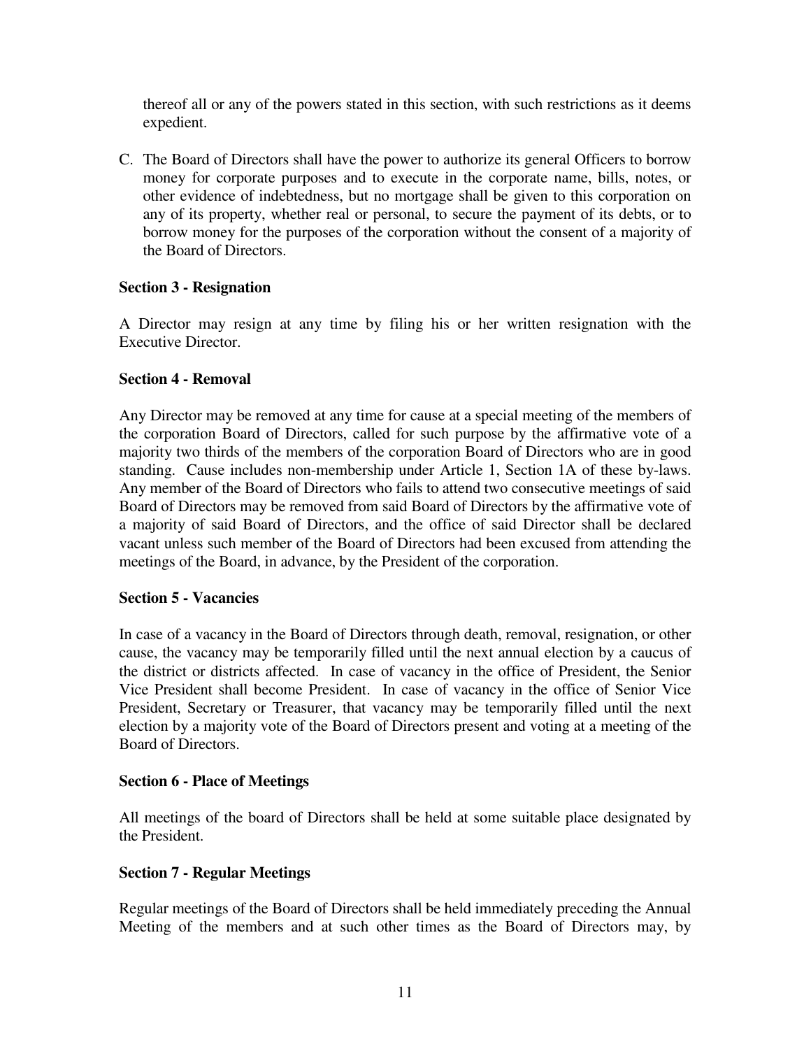thereof all or any of the powers stated in this section, with such restrictions as it deems expedient.

C. The Board of Directors shall have the power to authorize its general Officers to borrow money for corporate purposes and to execute in the corporate name, bills, notes, or other evidence of indebtedness, but no mortgage shall be given to this corporation on any of its property, whether real or personal, to secure the payment of its debts, or to borrow money for the purposes of the corporation without the consent of a majority of the Board of Directors.

**Section 3 - Resignation**

A Director may resign at any time by filing his or her written resignation with the Executive Director.

**Section 4 - Removal**

Any Director may be removed at any time for cause at a special meeting of the members of the corporation Board of Directors, called for such purpose by the affirmative vote of a majority two thirds of the members of the corporation Board of Directors who are in good standing. Cause includes non-membership under Article 1, Section 1A of these by-laws. Any member of the Board of Directors who fails to attend two consecutive meetings of said Board of Directors may be removed from said Board of Directors by the affirmative vote of a majority of said Board of Directors, and the office of said Director shall be declared vacant unless such member of the Board of Directors had been excused from attending the meetings of the Board, in advance, by the President of the corporation.

**Section 5 - Vacancies**

In case of a vacancy in the Board of Directors through death, removal, resignation, or other cause, the vacancy may be temporarily filled until the next annual election by a caucus of the district or districts affected. In case of vacancy in the office of President, the Senior Vice President shall become President. In case of vacancy in the office of Senior Vice President, Secretary or Treasurer, that vacancy may be temporarily filled until the next election by a majority vote of the Board of Directors present and voting at a meeting of the Board of Directors.

**Section 6 - Place of Meetings**

All meetings of the board of Directors shall be held at some suitable place designated by the President.

**Section 7 - Regular Meetings**

Regular meetings of the Board of Directors shall be held immediately preceding the Annual Meeting of the members and at such other times as the Board of Directors may, by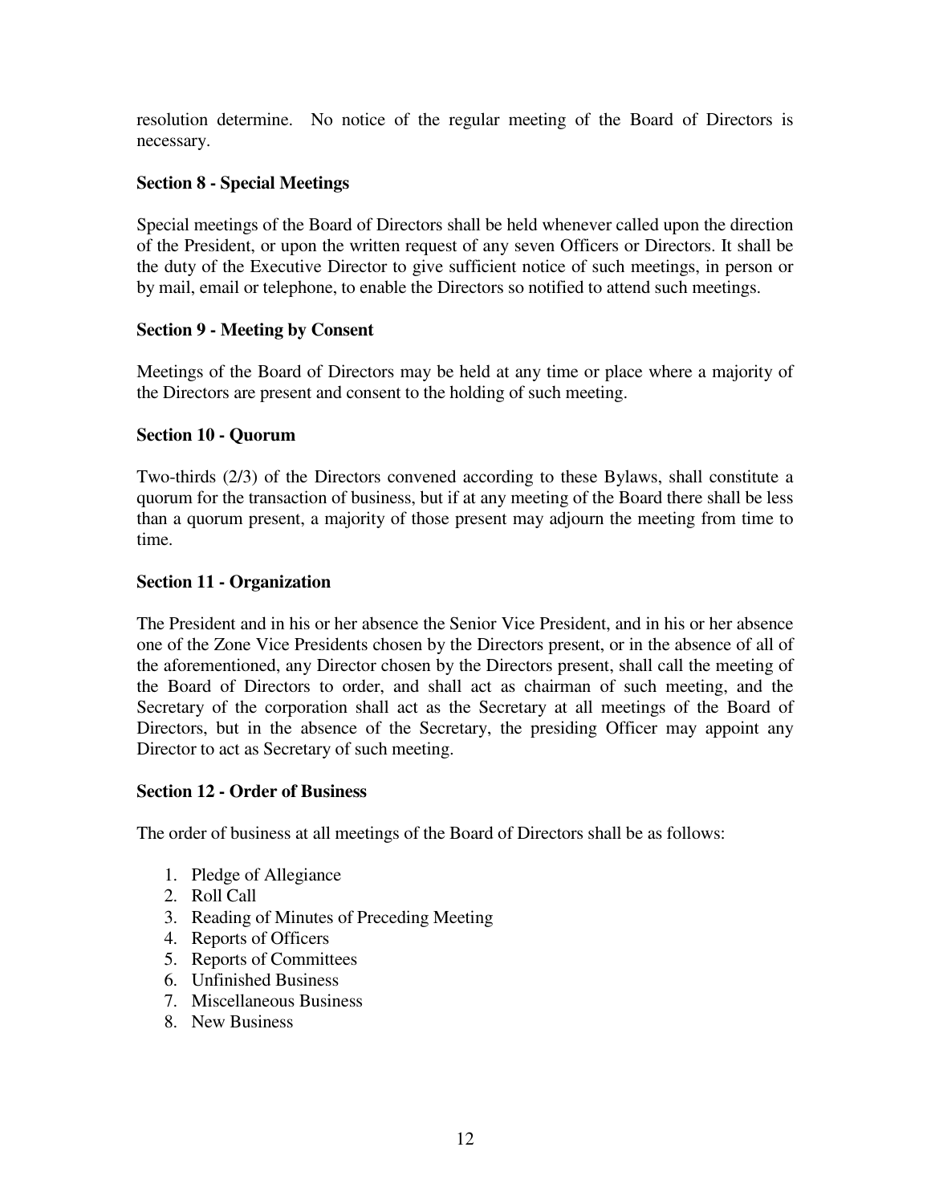resolution determine. No notice of the regular meeting of the Board of Directors is necessary.

**Section 8 - Special Meetings**

Special meetings of the Board of Directors shall be held whenever called upon the direction of the President, or upon the written request of any seven Officers or Directors. It shall be the duty of the Executive Director to give sufficient notice of such meetings, in person or by mail, email or telephone, to enable the Directors so notified to attend such meetings.

**Section 9 - Meeting by Consent**

Meetings of the Board of Directors may be held at any time or place where a majority of the Directors are present and consent to the holding of such meeting.

**Section 10 - Quorum**

Two-thirds (2/3) of the Directors convened according to these Bylaws, shall constitute a quorum for the transaction of business, but if at any meeting of the Board there shall be less than a quorum present, a majority of those present may adjourn the meeting from time to time.

**Section 11 - Organization**

The President and in his or her absence the Senior Vice President, and in his or her absence one of the Zone Vice Presidents chosen by the Directors present, or in the absence of all of the aforementioned, any Director chosen by the Directors present, shall call the meeting of the Board of Directors to order, and shall act as chairman of such meeting, and the Secretary of the corporation shall act as the Secretary at all meetings of the Board of Directors, but in the absence of the Secretary, the presiding Officer may appoint any Director to act as Secretary of such meeting.

**Section 12 - Order of Business**

The order of business at all meetings of the Board of Directors shall be as follows:

1. Pledge of Allegiance
2. Roll Call
3. Reading of Minutes of Preceding Meeting
4. Reports of Officers
5. Reports of Committees
6. Unfinished Business
7. Miscellaneous Business
8. New Business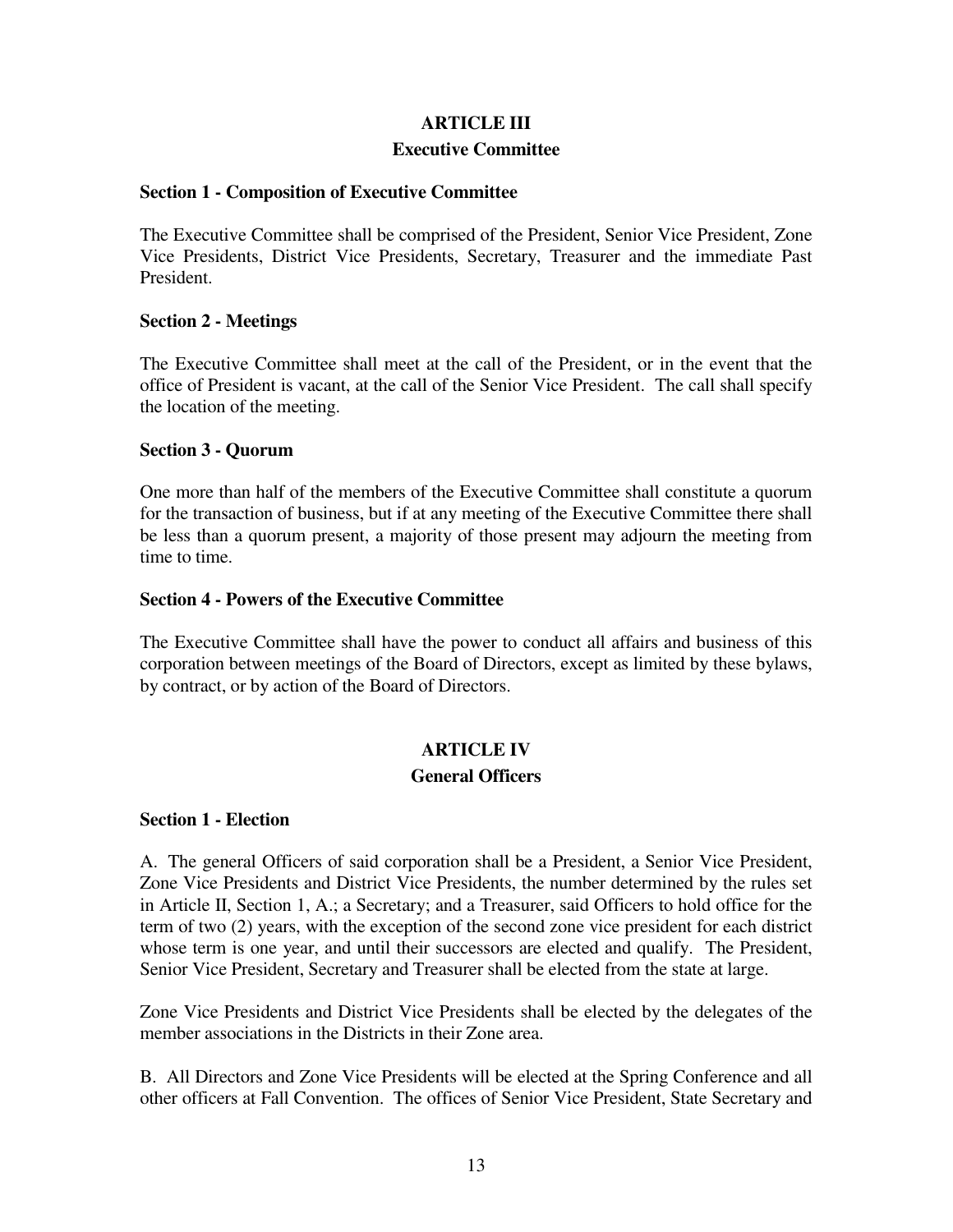## ARTICLE III

## Executive Committee

### Section 1 - Composition of Executive Committee

The Executive Committee shall be comprised of the President, Senior Vice President, Zone Vice Presidents, District Vice Presidents, Secretary, Treasurer and the immediate Past President.

### Section 2 - Meetings

The Executive Committee shall meet at the call of the President, or in the event that the office of President is vacant, at the call of the Senior Vice President. The call shall specify the location of the meeting.

### Section 3 - Quorum

One more than half of the members of the Executive Committee shall constitute a quorum for the transaction of business, but if at any meeting of the Executive Committee there shall be less than a quorum present, a majority of those present may adjourn the meeting from time to time.

### Section 4 - Powers of the Executive Committee

The Executive Committee shall have the power to conduct all affairs and business of this corporation between meetings of the Board of Directors, except as limited by these bylaws, by contract, or by action of the Board of Directors.

## ARTICLE IV

## General Officers

### Section 1 - Election

A. The general Officers of said corporation shall be a President, a Senior Vice President, Zone Vice Presidents and District Vice Presidents, the number determined by the rules set in Article II, Section 1, A.; a Secretary; and a Treasurer, said Officers to hold office for the term of two (2) years, with the exception of the second zone vice president for each district whose term is one year, and until their successors are elected and qualify. The President, Senior Vice President, Secretary and Treasurer shall be elected from the state at large.

Zone Vice Presidents and District Vice Presidents shall be elected by the delegates of the member associations in the Districts in their Zone area.

B. All Directors and Zone Vice Presidents will be elected at the Spring Conference and all other officers at Fall Convention. The offices of Senior Vice President, State Secretary and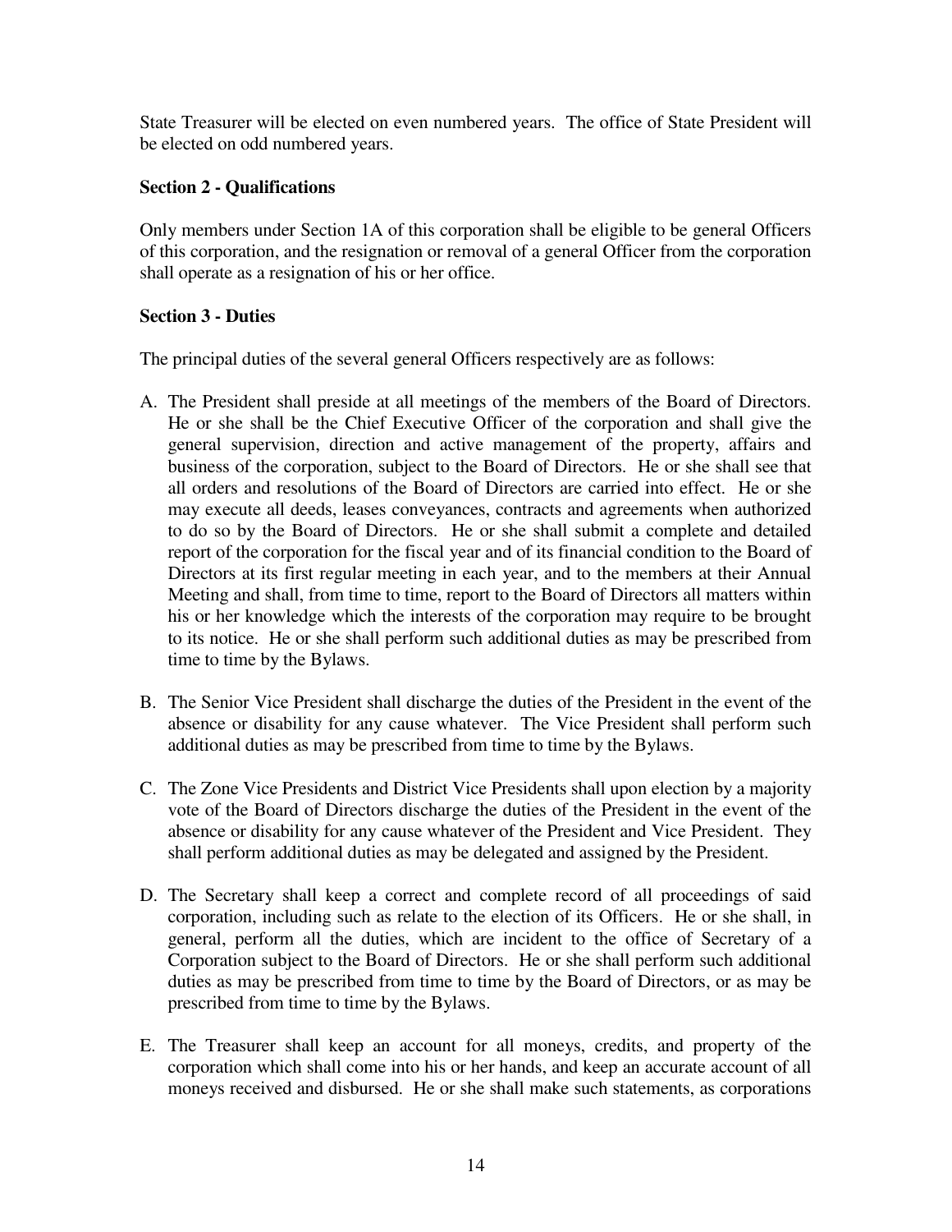State Treasurer will be elected on even numbered years. The office of State President will be elected on odd numbered years.

**Section 2 - Qualifications**

Only members under Section 1A of this corporation shall be eligible to be general Officers of this corporation, and the resignation or removal of a general Officer from the corporation shall operate as a resignation of his or her office.

**Section 3 - Duties**

The principal duties of the several general Officers respectively are as follows:

A. The President shall preside at all meetings of the members of the Board of Directors. He or she shall be the Chief Executive Officer of the corporation and shall give the general supervision, direction and active management of the property, affairs and business of the corporation, subject to the Board of Directors. He or she shall see that all orders and resolutions of the Board of Directors are carried into effect. He or she may execute all deeds, leases conveyances, contracts and agreements when authorized to do so by the Board of Directors. He or she shall submit a complete and detailed report of the corporation for the fiscal year and of its financial condition to the Board of Directors at its first regular meeting in each year, and to the members at their Annual Meeting and shall, from time to time, report to the Board of Directors all matters within his or her knowledge which the interests of the corporation may require to be brought to its notice. He or she shall perform such additional duties as may be prescribed from time to time by the Bylaws.

B. The Senior Vice President shall discharge the duties of the President in the event of the absence or disability for any cause whatever. The Vice President shall perform such additional duties as may be prescribed from time to time by the Bylaws.

C. The Zone Vice Presidents and District Vice Presidents shall upon election by a majority vote of the Board of Directors discharge the duties of the President in the event of the absence or disability for any cause whatever of the President and Vice President. They shall perform additional duties as may be delegated and assigned by the President.

D. The Secretary shall keep a correct and complete record of all proceedings of said corporation, including such as relate to the election of its Officers. He or she shall, in general, perform all the duties, which are incident to the office of Secretary of a Corporation subject to the Board of Directors. He or she shall perform such additional duties as may be prescribed from time to time by the Board of Directors, or as may be prescribed from time to time by the Bylaws.

E. The Treasurer shall keep an account for all moneys, credits, and property of the corporation which shall come into his or her hands, and keep an accurate account of all moneys received and disbursed. He or she shall make such statements, as corporations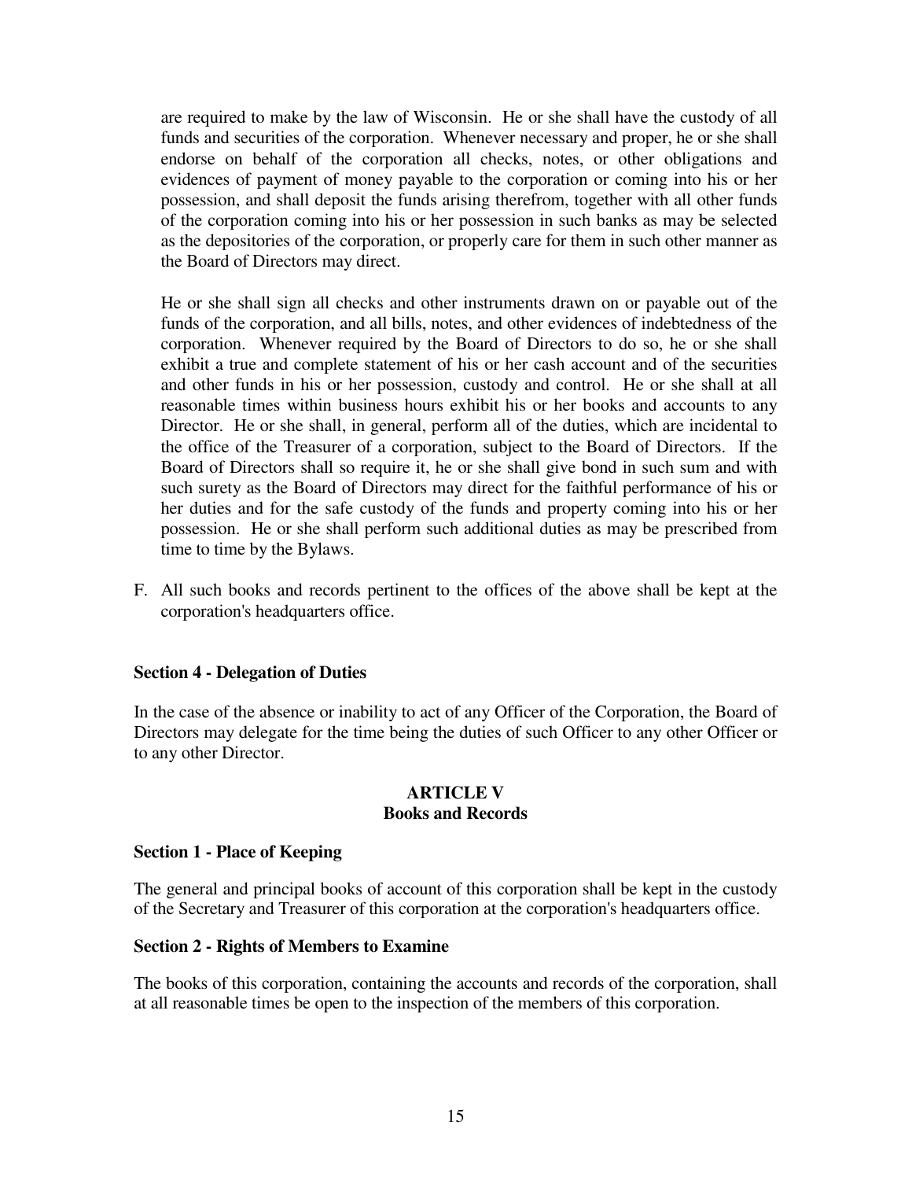are required to make by the law of Wisconsin. He or she shall have the custody of all funds and securities of the corporation. Whenever necessary and proper, he or she shall endorse on behalf of the corporation all checks, notes, or other obligations and evidences of payment of money payable to the corporation or coming into his or her possession, and shall deposit the funds arising therefrom, together with all other funds of the corporation coming into his or her possession in such banks as may be selected as the depositories of the corporation, or properly care for them in such other manner as the Board of Directors may direct.

He or she shall sign all checks and other instruments drawn on or payable out of the funds of the corporation, and all bills, notes, and other evidences of indebtedness of the corporation. Whenever required by the Board of Directors to do so, he or she shall exhibit a true and complete statement of his or her cash account and of the securities and other funds in his or her possession, custody and control. He or she shall at all reasonable times within business hours exhibit his or her books and accounts to any Director. He or she shall, in general, perform all of the duties, which are incidental to the office of the Treasurer of a corporation, subject to the Board of Directors. If the Board of Directors shall so require it, he or she shall give bond in such sum and with such surety as the Board of Directors may direct for the faithful performance of his or her duties and for the safe custody of the funds and property coming into his or her possession. He or she shall perform such additional duties as may be prescribed from time to time by the Bylaws.

F. All such books and records pertinent to the offices of the above shall be kept at the corporation's headquarters office.

**Section 4 - Delegation of Duties**

In the case of the absence or inability to act of any Officer of the Corporation, the Board of Directors may delegate for the time being the duties of such Officer to any other Officer or to any other Director.

## ARTICLE V
## Books and Records

**Section 1 - Place of Keeping**

The general and principal books of account of this corporation shall be kept in the custody of the Secretary and Treasurer of this corporation at the corporation's headquarters office.

**Section 2 - Rights of Members to Examine**

The books of this corporation, containing the accounts and records of the corporation, shall at all reasonable times be open to the inspection of the members of this corporation.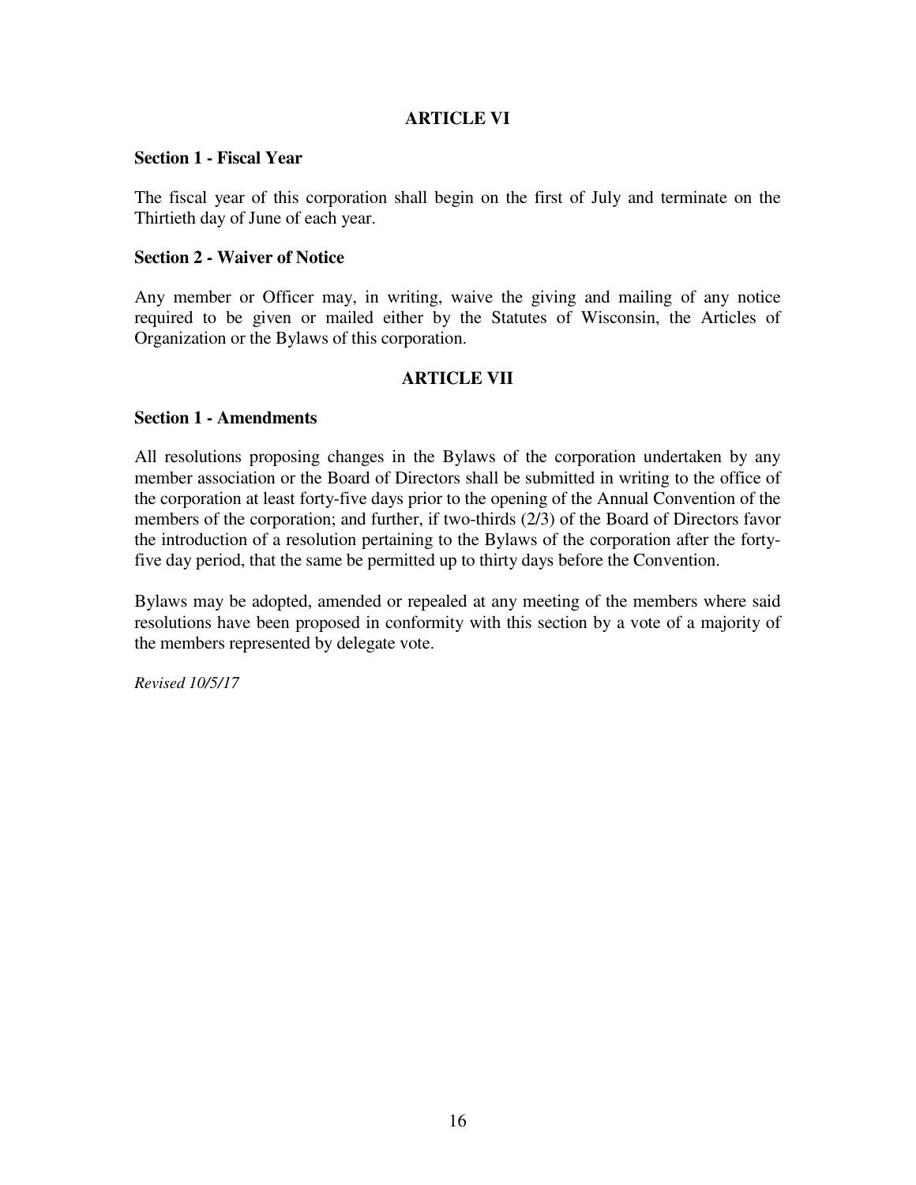## ARTICLE VI

### Section 1 - Fiscal Year

The fiscal year of this corporation shall begin on the first of July and terminate on the Thirtieth day of June of each year.

### Section 2 - Waiver of Notice

Any member or Officer may, in writing, waive the giving and mailing of any notice required to be given or mailed either by the Statutes of Wisconsin, the Articles of Organization or the Bylaws of this corporation.

## ARTICLE VII

### Section 1 - Amendments

All resolutions proposing changes in the Bylaws of the corporation undertaken by any member association or the Board of Directors shall be submitted in writing to the office of the corporation at least forty-five days prior to the opening of the Annual Convention of the members of the corporation; and further, if two-thirds (2/3) of the Board of Directors favor the introduction of a resolution pertaining to the Bylaws of the corporation after the forty-five day period, that the same be permitted up to thirty days before the Convention.

Bylaws may be adopted, amended or repealed at any meeting of the members where said resolutions have been proposed in conformity with this section by a vote of a majority of the members represented by delegate vote.

*Revised 10/5/17*